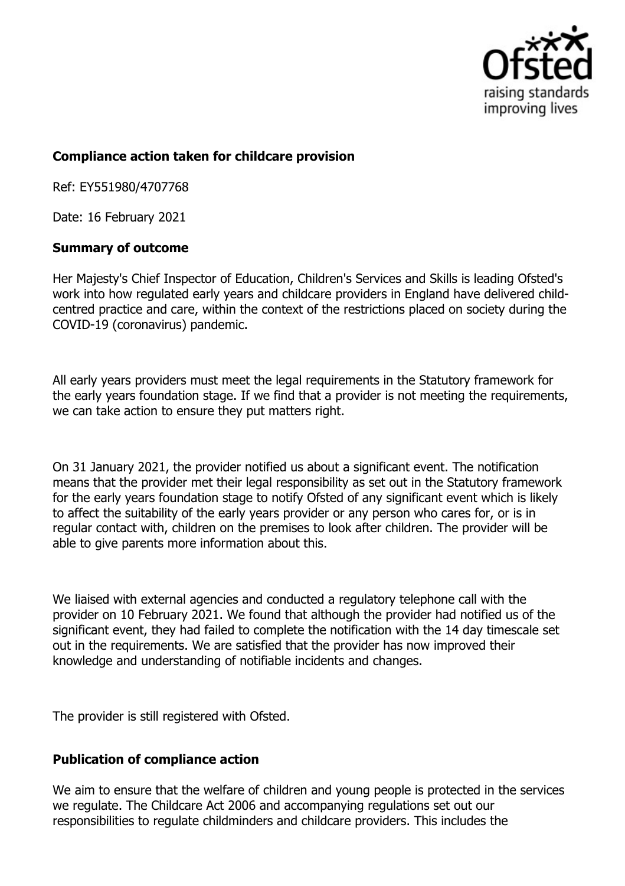### **Compliance action taken for childcare provision**

Ref: EY551980/4707768

Date: 16 February 2021

### **Summary of outcome**

Her Majesty's Chief Inspector of Education, Children's Services and Skills is leading Ofsted's work into how regulated early years and childcare providers in England have delivered child-centred practice and care, within the context of the restrictions placed on society during the COVID-19 (coronavirus) pandemic.

All early years providers must meet the legal requirements in the Statutory framework for the early years foundation stage. If we find that a provider is not meeting the requirements, we can take action to ensure they put matters right.

On 31 January 2021, the provider notified us about a significant event. The notification means that the provider met their legal responsibility as set out in the Statutory framework for the early years foundation stage to notify Ofsted of any significant event which is likely to affect the suitability of the early years provider or any person who cares for, or is in regular contact with, children on the premises to look after children. The provider will be able to give parents more information about this.

We liaised with external agencies and conducted a regulatory telephone call with the provider on 10 February 2021. We found that although the provider had notified us of the significant event, they had failed to complete the notification with the 14 day timescale set out in the requirements. We are satisfied that the provider has now improved their knowledge and understanding of notifiable incidents and changes.

The provider is still registered with Ofsted.

### **Publication of compliance action**

We aim to ensure that the welfare of children and young people is protected in the services we regulate. The Childcare Act 2006 and accompanying regulations set out our responsibilities to regulate childminders and childcare providers. This includes the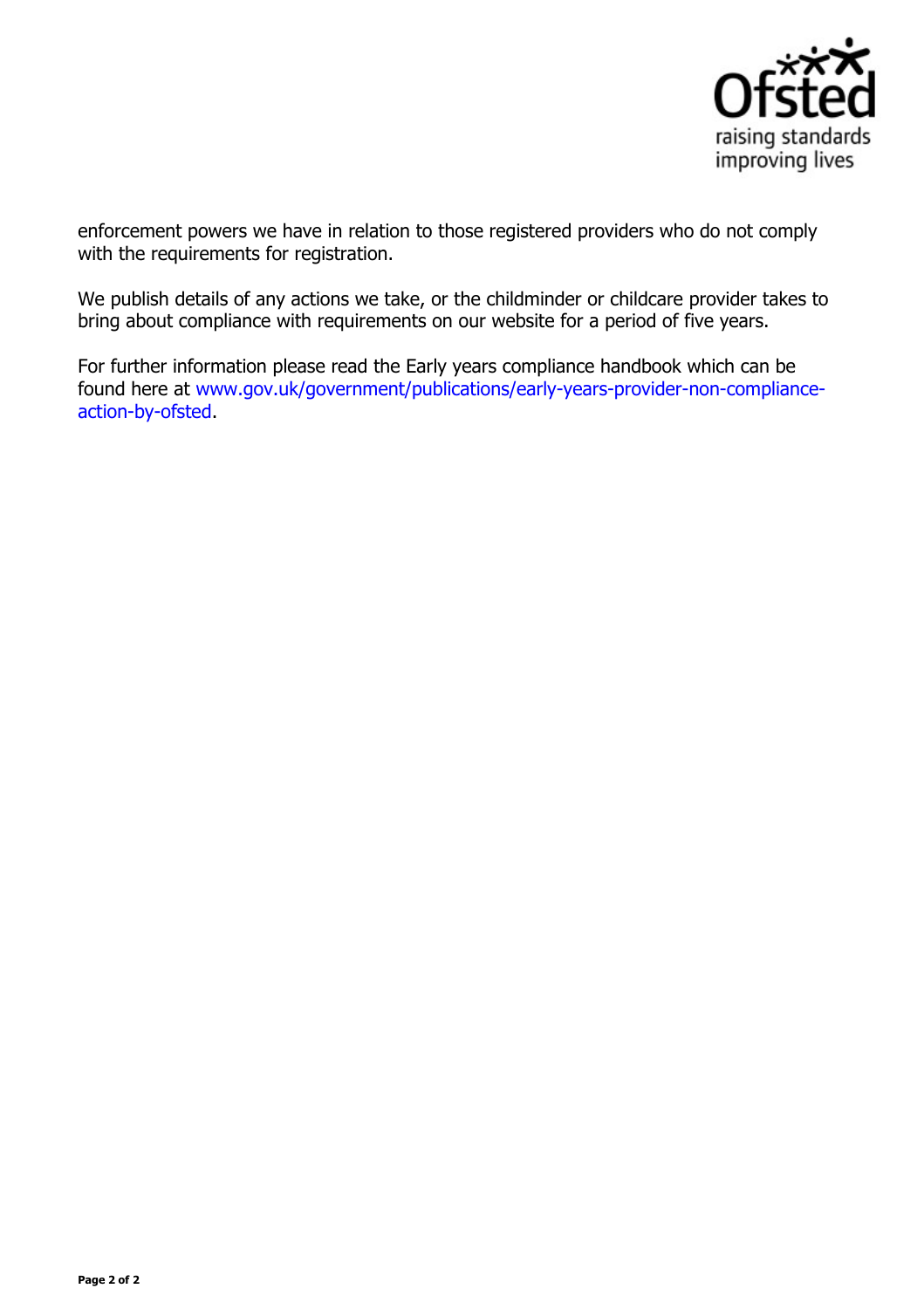enforcement powers we have in relation to those registered providers who do not comply with the requirements for registration.

We publish details of any actions we take, or the childminder or childcare provider takes to bring about compliance with requirements on our website for a period of five years.

For further information please read the Early years compliance handbook which can be found here at www.gov.uk/government/publications/early-years-provider-non-compliance-action-by-ofsted.